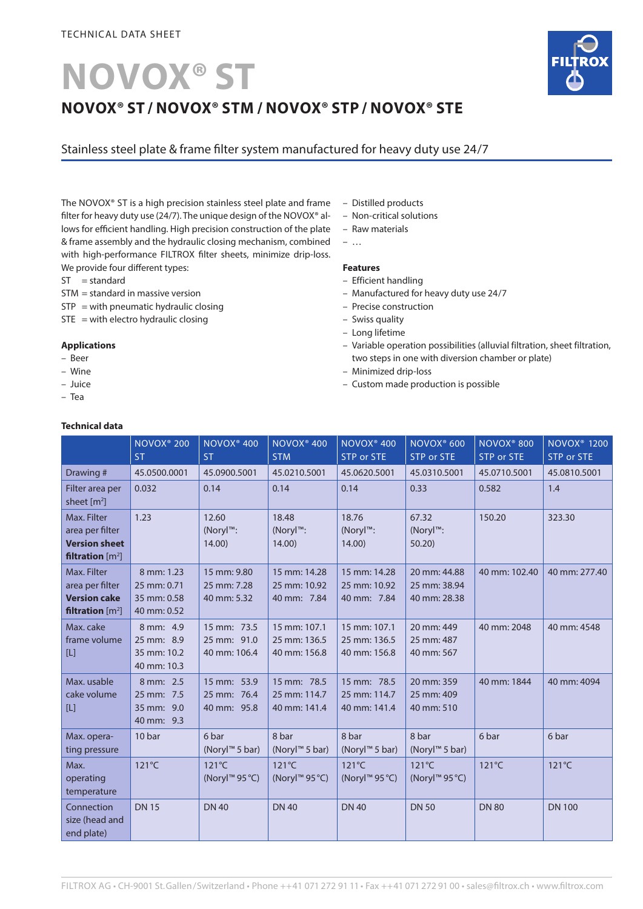TECHNICAL DATA SHEET

# NOVOX® ST

## NOVOX® ST / NOVOX® STM / NOVOX® STP / NOVOX® STE

Stainless steel plate & frame filter system manufactured for heavy duty use 24/7

The NOVOX® ST is a high precision stainless steel plate and frame filter for heavy duty use (24/7). The unique design of the NOVOX® allows for efficient handling. High precision construction of the plate & frame assembly and the hydraulic closing mechanism, combined with high-performance FILTROX filter sheets, minimize drip-loss. We provide four different types:

ST = standard
STM = standard in massive version
STP = with pneumatic hydraulic closing
STE = with electro hydraulic closing

**Applications**

- Beer
- Wine
- Juice
- Tea
- Distilled products
- Non-critical solutions
- Raw materials
- …

**Features**

- Efficient handling
- Manufactured for heavy duty use 24/7
- Precise construction
- Swiss quality
- Long lifetime
- Variable operation possibilities (alluvial filtration, sheet filtration, two steps in one with diversion chamber or plate)
- Minimized drip-loss
- Custom made production is possible

**Technical data**

| | NOVOX® 200 ST | NOVOX® 400 ST | NOVOX® 400 STM | NOVOX® 400 STP or STE | NOVOX® 600 STP or STE | NOVOX® 800 STP or STE | NOVOX® 1200 STP or STE |
|---|---|---|---|---|---|---|---|
| Drawing # | 45.0500.0001 | 45.0900.5001 | 45.0210.5001 | 45.0620.5001 | 45.0310.5001 | 45.0710.5001 | 45.0810.5001 |
| Filter area per sheet [m²] | 0.032 | 0.14 | 0.14 | 0.14 | 0.33 | 0.582 | 1.4 |
| Max. Filter area per filter **Version sheet filtration** [m²] | 1.23 | 12.60 (Noryl™: 14.00) | 18.48 (Noryl™: 14.00) | 18.76 (Noryl™: 14.00) | 67.32 (Noryl™: 50.20) | 150.20 | 323.30 |
| Max. Filter area per filter **Version cake filtration** [m²] | 8 mm: 1.23<br>25 mm: 0.71<br>35 mm: 0.58<br>40 mm: 0.52 | 15 mm: 9.80<br>25 mm: 7.28<br>40 mm: 5.32 | 15 mm: 14.28<br>25 mm: 10.92<br>40 mm: 7.84 | 15 mm: 14.28<br>25 mm: 10.92<br>40 mm: 7.84 | 20 mm: 44.88<br>25 mm: 38.94<br>40 mm: 28.38 | 40 mm: 102.40 | 40 mm: 277.40 |
| Max. cake frame volume [L] | 8 mm: 4.9<br>25 mm: 8.9<br>35 mm: 10.2<br>40 mm: 10.3 | 15 mm: 73.5<br>25 mm: 91.0<br>40 mm: 106.4 | 15 mm: 107.1<br>25 mm: 136.5<br>40 mm: 156.8 | 15 mm: 107.1<br>25 mm: 136.5<br>40 mm: 156.8 | 20 mm: 449<br>25 mm: 487<br>40 mm: 567 | 40 mm: 2048 | 40 mm: 4548 |
| Max. usable cake volume [L] | 8 mm: 2.5<br>25 mm: 7.5<br>35 mm: 9.0<br>40 mm: 9.3 | 15 mm: 53.9<br>25 mm: 76.4<br>40 mm: 95.8 | 15 mm: 78.5<br>25 mm: 114.7<br>40 mm: 141.4 | 15 mm: 78.5<br>25 mm: 114.7<br>40 mm: 141.4 | 20 mm: 359<br>25 mm: 409<br>40 mm: 510 | 40 mm: 1844 | 40 mm: 4094 |
| Max. operating pressure | 10 bar | 6 bar (Noryl™ 5 bar) | 8 bar (Noryl™ 5 bar) | 8 bar (Noryl™ 5 bar) | 8 bar (Noryl™ 5 bar) | 6 bar | 6 bar |
| Max. operating temperature | 121°C | 121°C (Noryl™ 95°C) | 121°C (Noryl™ 95°C) | 121°C (Noryl™ 95°C) | 121°C (Noryl™ 95°C) | 121°C | 121°C |
| Connection size (head and end plate) | DN 15 | DN 40 | DN 40 | DN 40 | DN 50 | DN 80 | DN 100 |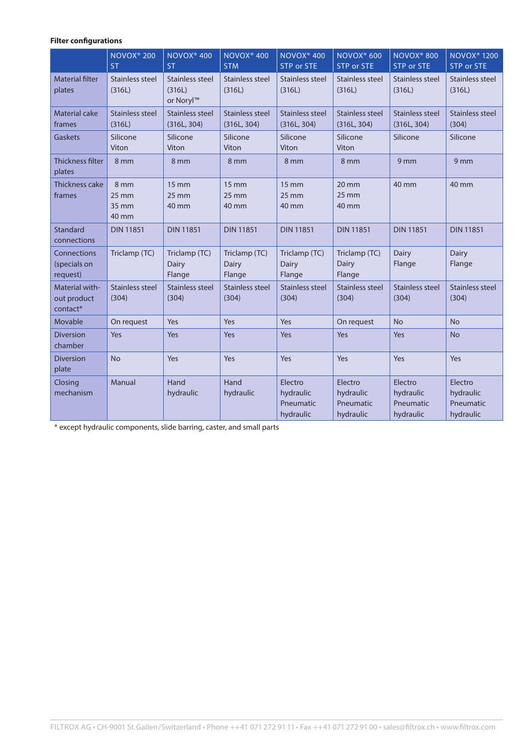**Filter configurations**

| | NOVOX® 200 ST | NOVOX® 400 ST | NOVOX® 400 STM | NOVOX® 400 STP or STE | NOVOX® 600 STP or STE | NOVOX® 800 STP or STE | NOVOX® 1200 STP or STE |
|---|---|---|---|---|---|---|---|
| Material filter plates | Stainless steel (316L) | Stainless steel (316L) or Noryl™ | Stainless steel (316L) | Stainless steel (316L) | Stainless steel (316L) | Stainless steel (316L) | Stainless steel (316L) |
| Material cake frames | Stainless steel (316L) | Stainless steel (316L, 304) | Stainless steel (316L, 304) | Stainless steel (316L, 304) | Stainless steel (316L, 304) | Stainless steel (316L, 304) | Stainless steel (304) |
| Gaskets | Silicone Viton | Silicone Viton | Silicone Viton | Silicone Viton | Silicone Viton | Silicone | Silicone |
| Thickness filter plates | 8 mm | 8 mm | 8 mm | 8 mm | 8 mm | 9 mm | 9 mm |
| Thickness cake frames | 8 mm 25 mm 35 mm 40 mm | 15 mm 25 mm 40 mm | 15 mm 25 mm 40 mm | 15 mm 25 mm 40 mm | 20 mm 25 mm 40 mm | 40 mm | 40 mm |
| Standard connections | DIN 11851 | DIN 11851 | DIN 11851 | DIN 11851 | DIN 11851 | DIN 11851 | DIN 11851 |
| Connections (specials on request) | Triclamp (TC) | Triclamp (TC) Dairy Flange | Triclamp (TC) Dairy Flange | Triclamp (TC) Dairy Flange | Triclamp (TC) Dairy Flange | Dairy Flange | Dairy Flange |
| Material without product contact* | Stainless steel (304) | Stainless steel (304) | Stainless steel (304) | Stainless steel (304) | Stainless steel (304) | Stainless steel (304) | Stainless steel (304) |
| Movable | On request | Yes | Yes | Yes | On request | No | No |
| Diversion chamber | Yes | Yes | Yes | Yes | Yes | Yes | No |
| Diversion plate | No | Yes | Yes | Yes | Yes | Yes | Yes |
| Closing mechanism | Manual | Hand hydraulic | Hand hydraulic | Electro hydraulic Pneumatic hydraulic | Electro hydraulic Pneumatic hydraulic | Electro hydraulic Pneumatic hydraulic | Electro hydraulic Pneumatic hydraulic |

* except hydraulic components, slide barring, caster, and small parts

FILTROX AG • CH-9001 St.Gallen/Switzerland • Phone ++41 071 272 91 11 • Fax ++41 071 272 91 00 • sales@filtrox.ch • www.filtrox.com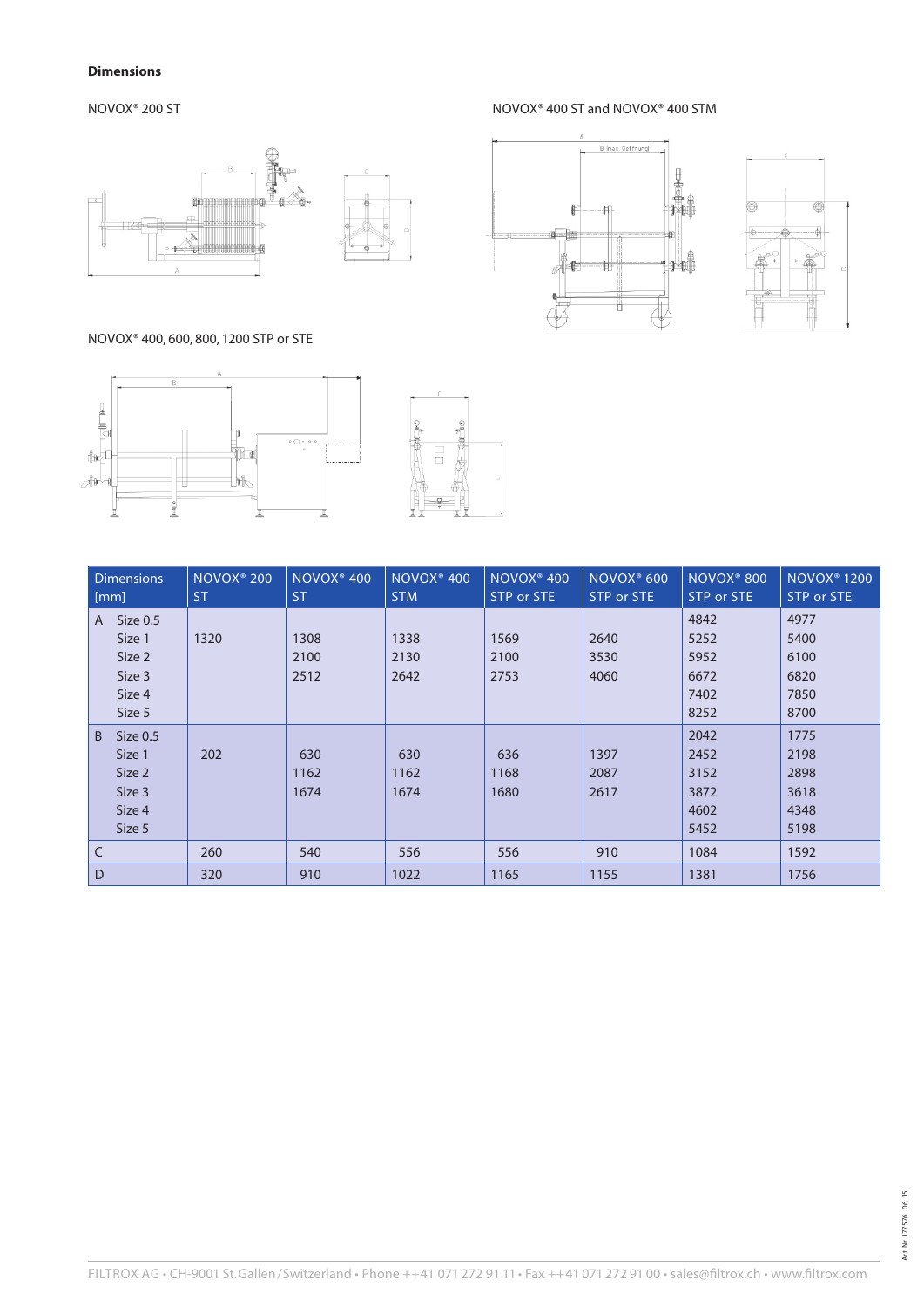**Dimensions**

NOVOX® 200 ST

NOVOX® 400 ST and NOVOX® 400 STM

NOVOX® 400, 600, 800, 1200 STP or STE

| Dimensions [mm] | | NOVOX® 200 ST | NOVOX® 400 ST | NOVOX® 400 STM | NOVOX® 400 STP or STE | NOVOX® 600 STP or STE | NOVOX® 800 STP or STE | NOVOX® 1200 STP or STE |
|---|---|---|---|---|---|---|---|---|
| A | Size 0.5 | | | | | | 4842 | 4977 |
| | Size 1 | 1320 | 1308 | 1338 | 1569 | 2640 | 5252 | 5400 |
| | Size 2 | | 2100 | 2130 | 2100 | 3530 | 5952 | 6100 |
| | Size 3 | | 2512 | 2642 | 2753 | 4060 | 6672 | 6820 |
| | Size 4 | | | | | | 7402 | 7850 |
| | Size 5 | | | | | | 8252 | 8700 |
| B | Size 0.5 | | | | | | 2042 | 1775 |
| | Size 1 | 202 | 630 | 630 | 636 | 1397 | 2452 | 2198 |
| | Size 2 | | 1162 | 1162 | 1168 | 2087 | 3152 | 2898 |
| | Size 3 | | 1674 | 1674 | 1680 | 2617 | 3872 | 3618 |
| | Size 4 | | | | | | 4602 | 4348 |
| | Size 5 | | | | | | 5452 | 5198 |
| C | | 260 | 540 | 556 | 556 | 910 | 1084 | 1592 |
| D | | 320 | 910 | 1022 | 1165 | 1155 | 1381 | 1756 |

FILTROX AG • CH-9001 St.Gallen/Switzerland • Phone ++41 071 272 91 11 • Fax ++41 071 272 91 00 • sales@filtrox.ch • www.filtrox.com

Art Nr. 177576 06.15